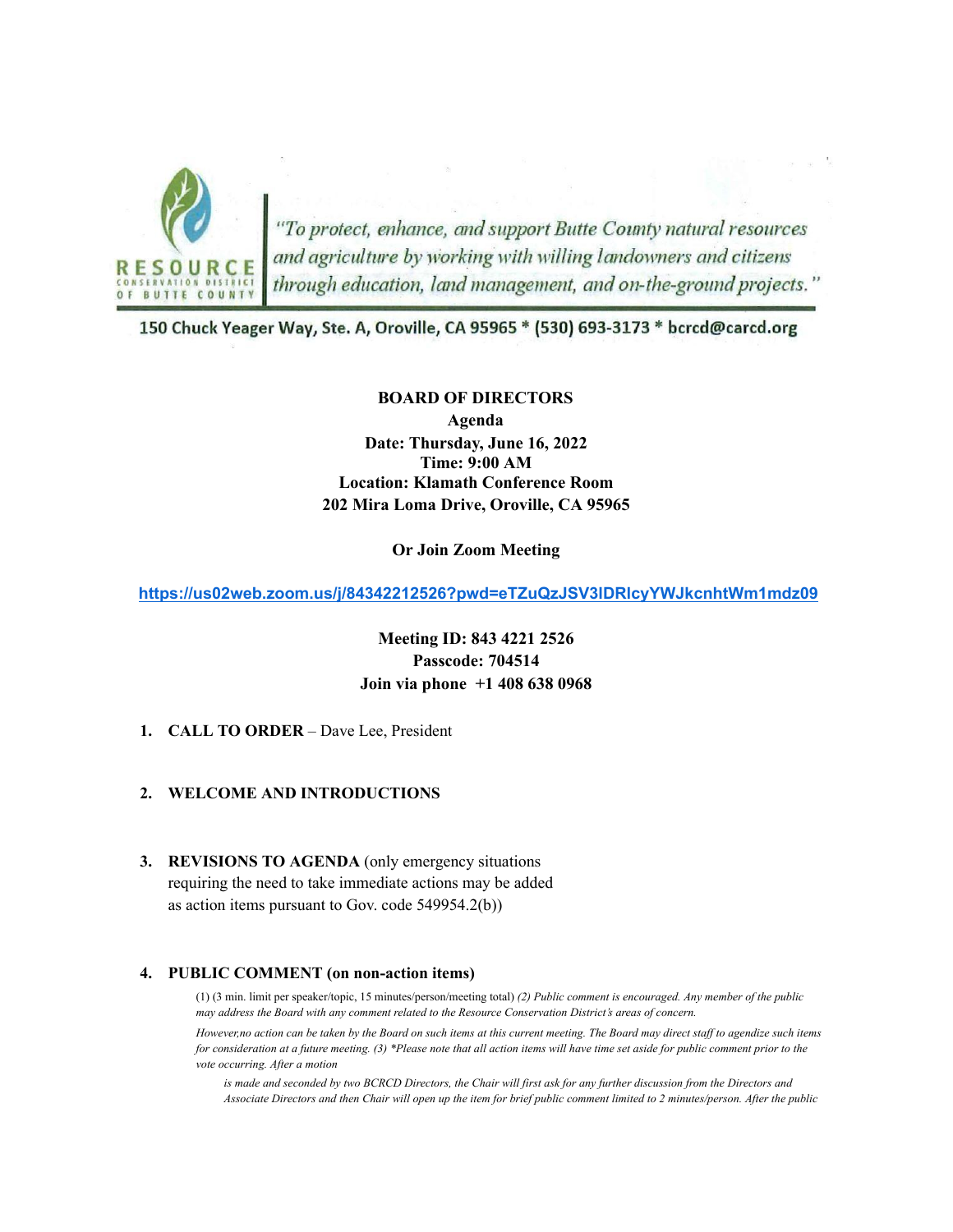RESOURCE CONSERVATION DISTRICT OF BUTTE COUNTY

*"To protect, enhance, and support Butte County natural resources and agriculture by working with willing landowners and citizens through education, land management, and on-the-ground projects."*

150 Chuck Yeager Way, Ste. A, Oroville, CA 95965 * (530) 693-3173 * bcrcd@carcd.org

**BOARD OF DIRECTORS**
**Agenda**
**Date: Thursday, June 16, 2022**
**Time: 9:00 AM**
**Location: Klamath Conference Room**
**202 Mira Loma Drive, Oroville, CA 95965**

**Or Join Zoom Meeting**

https://us02web.zoom.us/j/84342212526?pwd=eTZuQzJSV3lDRlcyYWJkcnhtWm1mdz09

**Meeting ID: 843 4221 2526**
**Passcode: 704514**
**Join via phone +1 408 638 0968**

1. **CALL TO ORDER** – Dave Lee, President

2. **WELCOME AND INTRODUCTIONS**

3. **REVISIONS TO AGENDA** (only emergency situations requiring the need to take immediate actions may be added as action items pursuant to Gov. code 549954.2(b))

4. **PUBLIC COMMENT (on non-action items)**

   (1) (3 min. limit per speaker/topic, 15 minutes/person/meeting total) *(2) Public comment is encouraged. Any member of the public may address the Board with any comment related to the Resource Conservation District's areas of concern.*

   *However,no action can be taken by the Board on such items at this current meeting. The Board may direct staff to agendize such items for consideration at a future meeting. (3) \*Please note that all action items will have time set aside for public comment prior to the vote occurring. After a motion*

   *is made and seconded by two BCRCD Directors, the Chair will first ask for any further discussion from the Directors and Associate Directors and then Chair will open up the item for brief public comment limited to 2 minutes/person. After the public*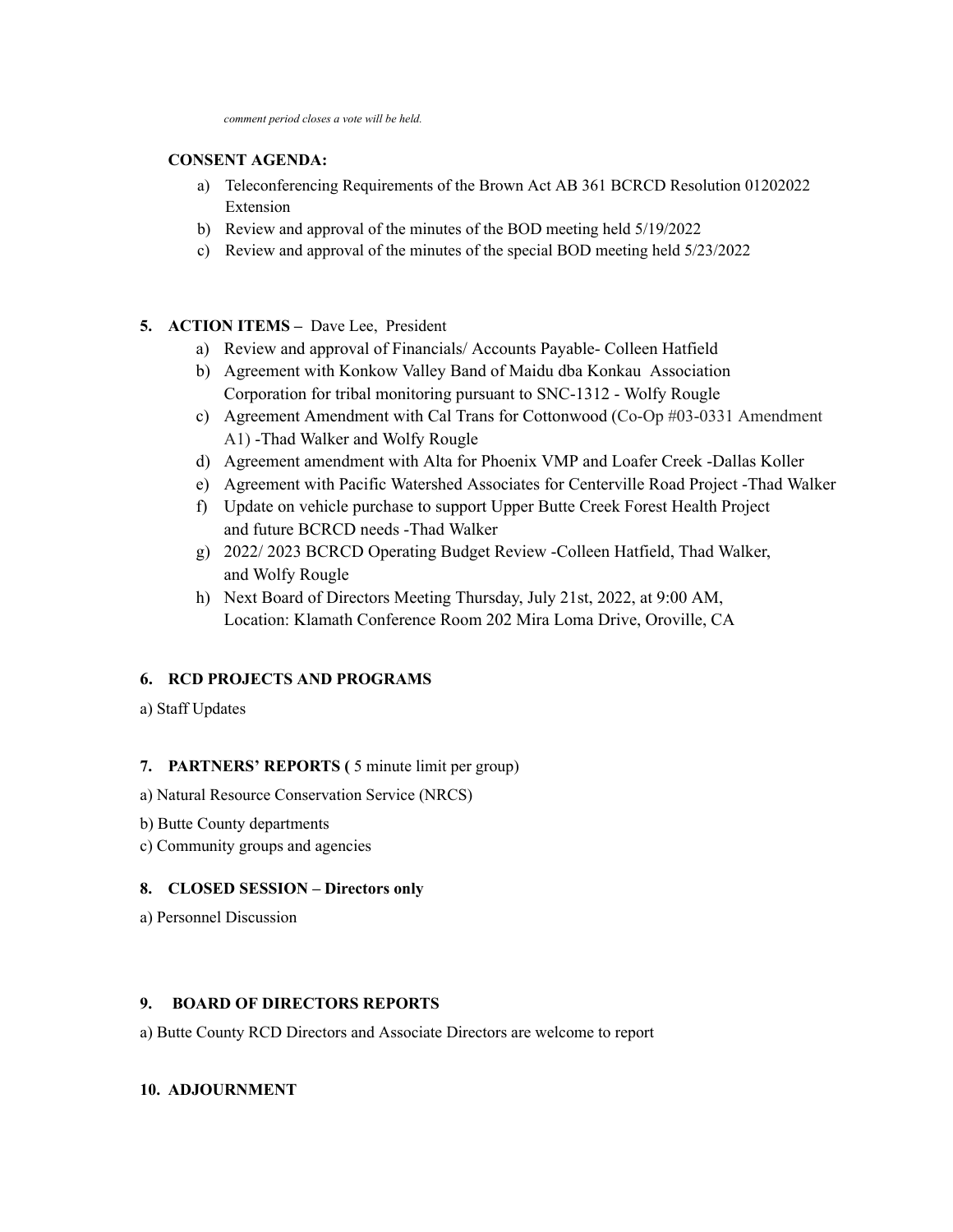*comment period closes a vote will be held.*

**CONSENT AGENDA:**

a) Teleconferencing Requirements of the Brown Act AB 361 BCRCD Resolution 01202022 Extension
b) Review and approval of the minutes of the BOD meeting held 5/19/2022
c) Review and approval of the minutes of the special BOD meeting held 5/23/2022

**5. ACTION ITEMS –** Dave Lee, President

a) Review and approval of Financials/ Accounts Payable- Colleen Hatfield
b) Agreement with Konkow Valley Band of Maidu dba Konkau Association Corporation for tribal monitoring pursuant to SNC-1312 - Wolfy Rougle
c) Agreement Amendment with Cal Trans for Cottonwood (Co-Op #03-0331 Amendment A1) -Thad Walker and Wolfy Rougle
d) Agreement amendment with Alta for Phoenix VMP and Loafer Creek -Dallas Koller
e) Agreement with Pacific Watershed Associates for Centerville Road Project -Thad Walker
f) Update on vehicle purchase to support Upper Butte Creek Forest Health Project and future BCRCD needs -Thad Walker
g) 2022/ 2023 BCRCD Operating Budget Review -Colleen Hatfield, Thad Walker, and Wolfy Rougle
h) Next Board of Directors Meeting Thursday, July 21st, 2022, at 9:00 AM, Location: Klamath Conference Room 202 Mira Loma Drive, Oroville, CA

**6. RCD PROJECTS AND PROGRAMS**

a) Staff Updates

**7. PARTNERS' REPORTS (** 5 minute limit per group)

a) Natural Resource Conservation Service (NRCS)
b) Butte County departments
c) Community groups and agencies

**8. CLOSED SESSION – Directors only**

a) Personnel Discussion

**9. BOARD OF DIRECTORS REPORTS**

a) Butte County RCD Directors and Associate Directors are welcome to report

**10. ADJOURNMENT**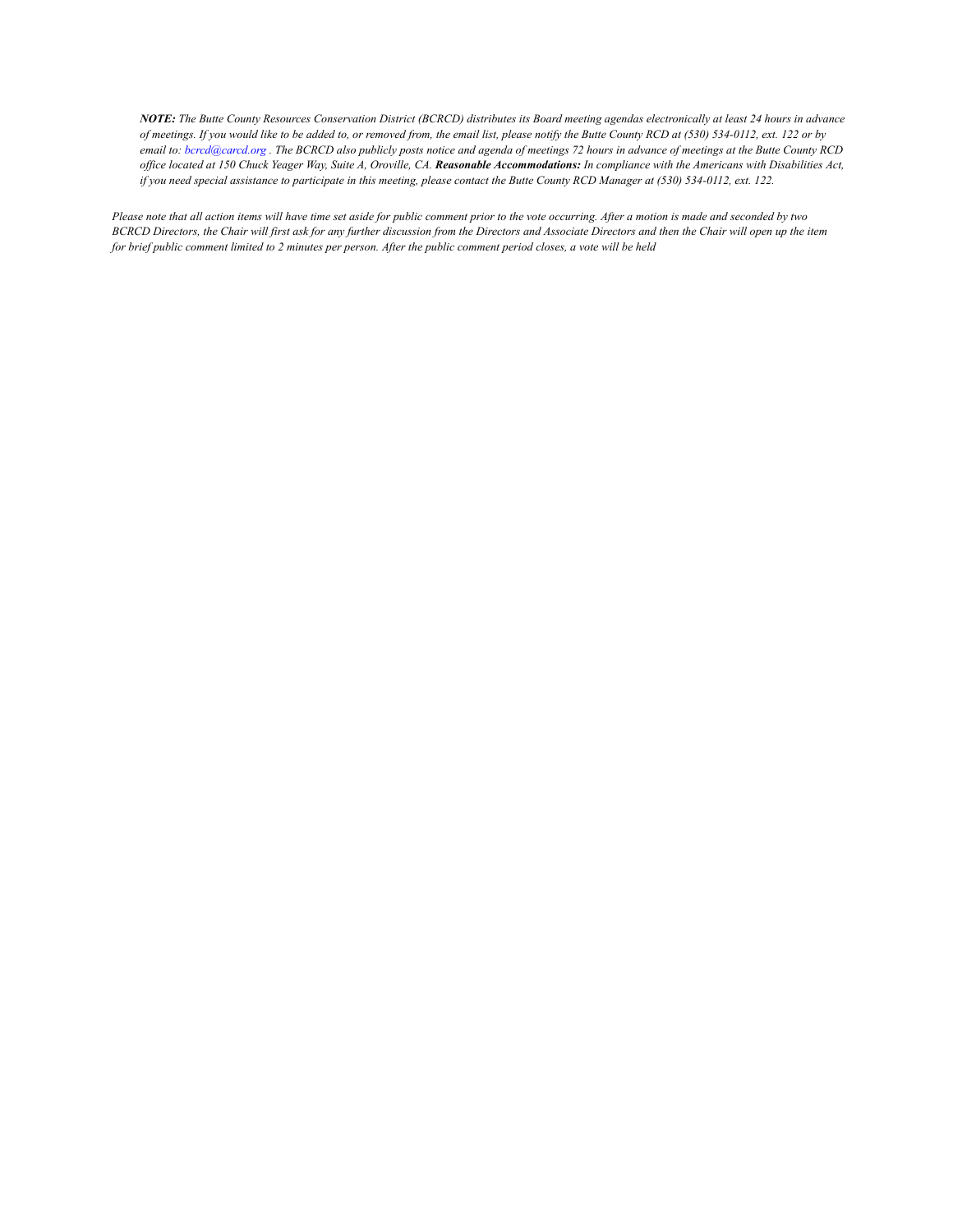***NOTE:*** *The Butte County Resources Conservation District (BCRCD) distributes its Board meeting agendas electronically at least 24 hours in advance of meetings. If you would like to be added to, or removed from, the email list, please notify the Butte County RCD at (530) 534-0112, ext. 122 or by email to: bcrcd@carcd.org . The BCRCD also publicly posts notice and agenda of meetings 72 hours in advance of meetings at the Butte County RCD office located at 150 Chuck Yeager Way, Suite A, Oroville, CA.* ***Reasonable Accommodations:*** *In compliance with the Americans with Disabilities Act, if you need special assistance to participate in this meeting, please contact the Butte County RCD Manager at (530) 534-0112, ext. 122.*

*Please note that all action items will have time set aside for public comment prior to the vote occurring. After a motion is made and seconded by two BCRCD Directors, the Chair will first ask for any further discussion from the Directors and Associate Directors and then the Chair will open up the item for brief public comment limited to 2 minutes per person. After the public comment period closes, a vote will be held*